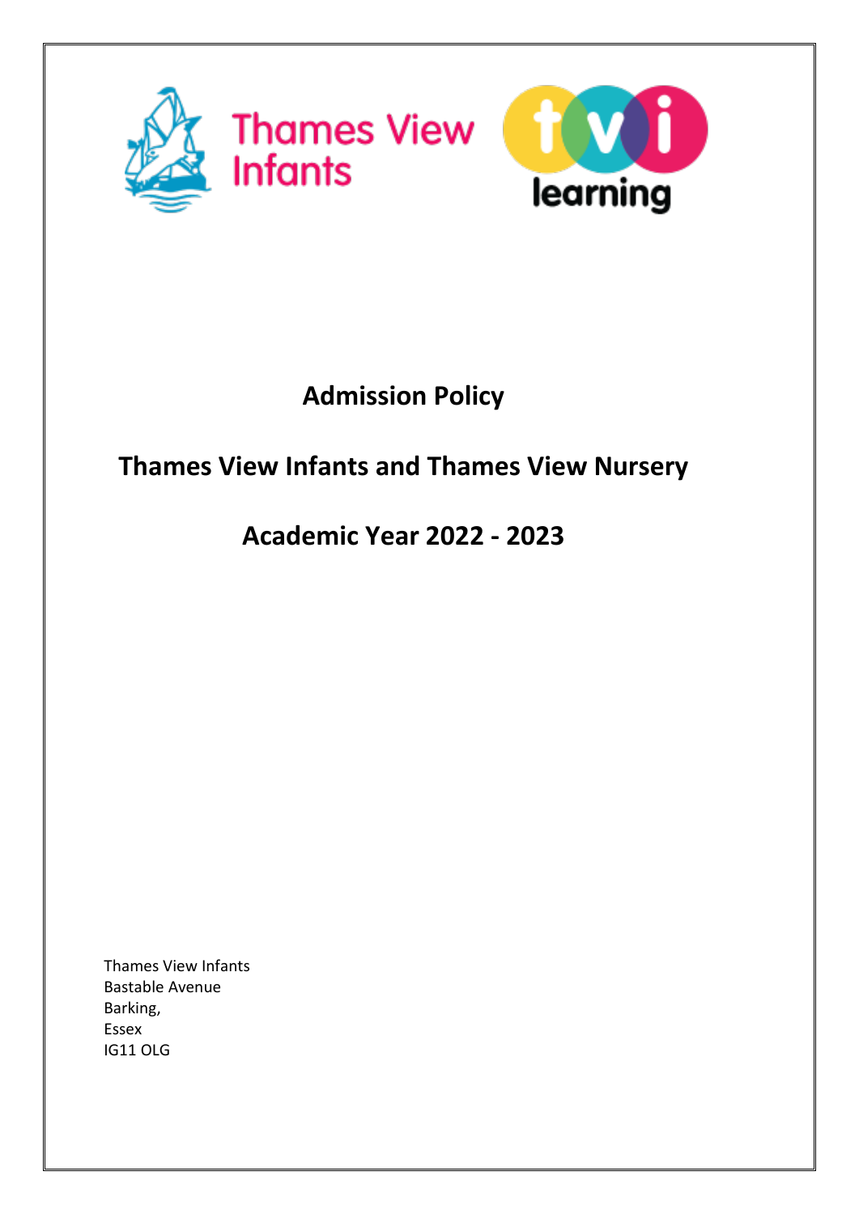Thames View Infants

tvi learning

# Admission Policy

## Thames View Infants and Thames View Nursery

## Academic Year 2022 - 2023

Thames View Infants
Bastable Avenue
Barking,
Essex
IG11 OLG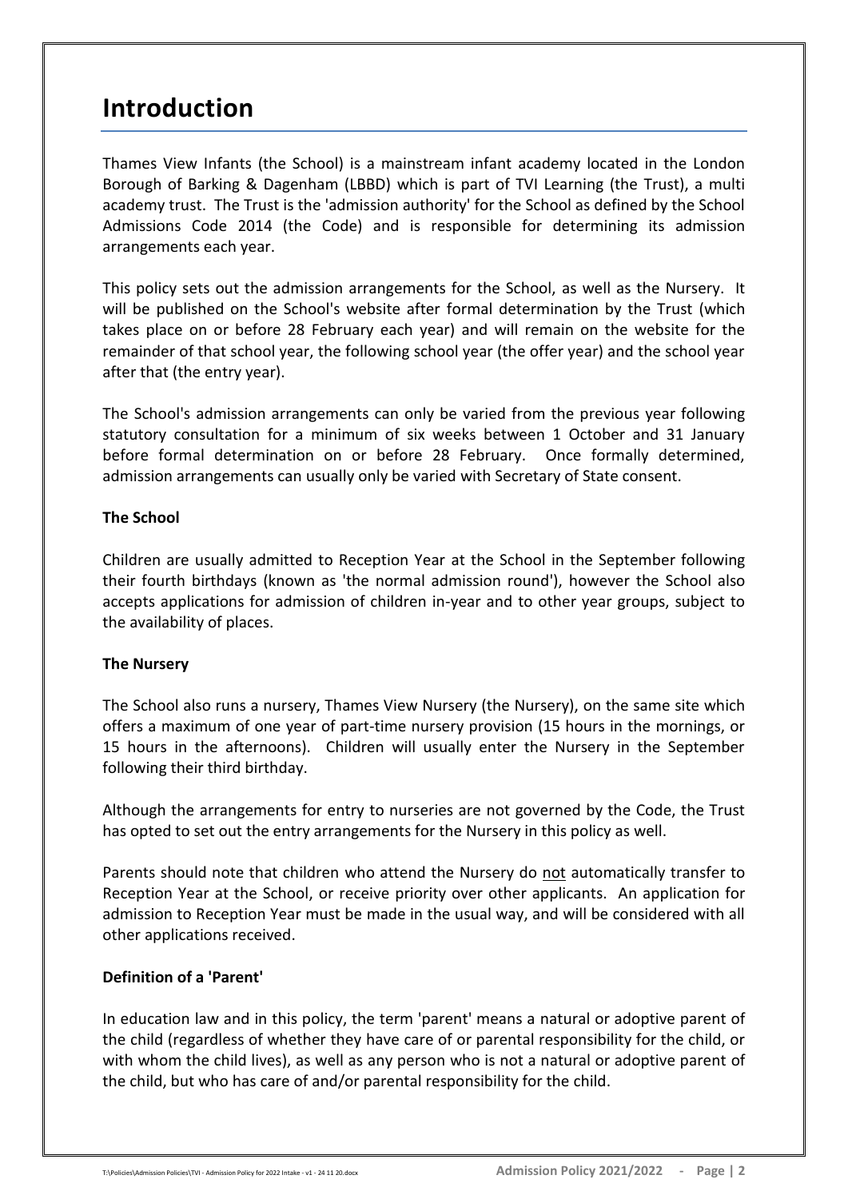# Introduction

Thames View Infants (the School) is a mainstream infant academy located in the London Borough of Barking & Dagenham (LBBD) which is part of TVI Learning (the Trust), a multi academy trust. The Trust is the 'admission authority' for the School as defined by the School Admissions Code 2014 (the Code) and is responsible for determining its admission arrangements each year.

This policy sets out the admission arrangements for the School, as well as the Nursery. It will be published on the School's website after formal determination by the Trust (which takes place on or before 28 February each year) and will remain on the website for the remainder of that school year, the following school year (the offer year) and the school year after that (the entry year).

The School's admission arrangements can only be varied from the previous year following statutory consultation for a minimum of six weeks between 1 October and 31 January before formal determination on or before 28 February. Once formally determined, admission arrangements can usually only be varied with Secretary of State consent.

**The School**

Children are usually admitted to Reception Year at the School in the September following their fourth birthdays (known as 'the normal admission round'), however the School also accepts applications for admission of children in-year and to other year groups, subject to the availability of places.

**The Nursery**

The School also runs a nursery, Thames View Nursery (the Nursery), on the same site which offers a maximum of one year of part-time nursery provision (15 hours in the mornings, or 15 hours in the afternoons). Children will usually enter the Nursery in the September following their third birthday.

Although the arrangements for entry to nurseries are not governed by the Code, the Trust has opted to set out the entry arrangements for the Nursery in this policy as well.

Parents should note that children who attend the Nursery do not automatically transfer to Reception Year at the School, or receive priority over other applicants. An application for admission to Reception Year must be made in the usual way, and will be considered with all other applications received.

**Definition of a 'Parent'**

In education law and in this policy, the term 'parent' means a natural or adoptive parent of the child (regardless of whether they have care of or parental responsibility for the child, or with whom the child lives), as well as any person who is not a natural or adoptive parent of the child, but who has care of and/or parental responsibility for the child.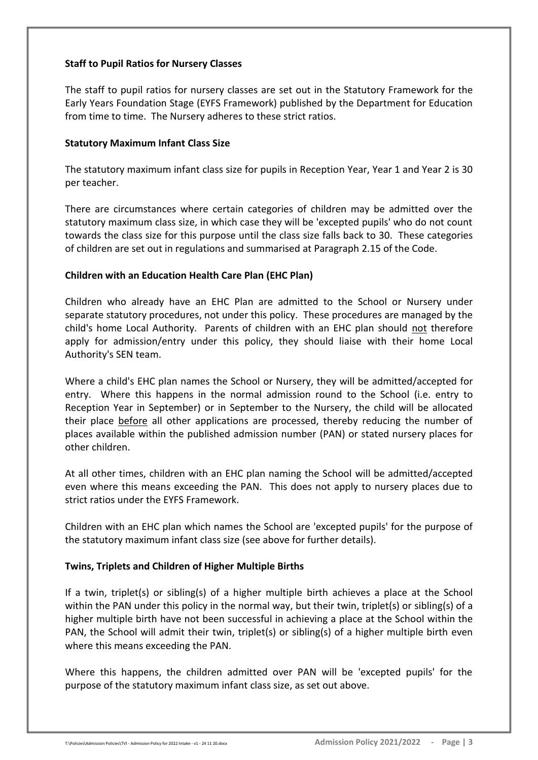**Staff to Pupil Ratios for Nursery Classes**

The staff to pupil ratios for nursery classes are set out in the Statutory Framework for the Early Years Foundation Stage (EYFS Framework) published by the Department for Education from time to time. The Nursery adheres to these strict ratios.

**Statutory Maximum Infant Class Size**

The statutory maximum infant class size for pupils in Reception Year, Year 1 and Year 2 is 30 per teacher.

There are circumstances where certain categories of children may be admitted over the statutory maximum class size, in which case they will be 'excepted pupils' who do not count towards the class size for this purpose until the class size falls back to 30. These categories of children are set out in regulations and summarised at Paragraph 2.15 of the Code.

**Children with an Education Health Care Plan (EHC Plan)**

Children who already have an EHC Plan are admitted to the School or Nursery under separate statutory procedures, not under this policy. These procedures are managed by the child's home Local Authority. Parents of children with an EHC plan should not therefore apply for admission/entry under this policy, they should liaise with their home Local Authority's SEN team.

Where a child's EHC plan names the School or Nursery, they will be admitted/accepted for entry. Where this happens in the normal admission round to the School (i.e. entry to Reception Year in September) or in September to the Nursery, the child will be allocated their place before all other applications are processed, thereby reducing the number of places available within the published admission number (PAN) or stated nursery places for other children.

At all other times, children with an EHC plan naming the School will be admitted/accepted even where this means exceeding the PAN. This does not apply to nursery places due to strict ratios under the EYFS Framework.

Children with an EHC plan which names the School are 'excepted pupils' for the purpose of the statutory maximum infant class size (see above for further details).

**Twins, Triplets and Children of Higher Multiple Births**

If a twin, triplet(s) or sibling(s) of a higher multiple birth achieves a place at the School within the PAN under this policy in the normal way, but their twin, triplet(s) or sibling(s) of a higher multiple birth have not been successful in achieving a place at the School within the PAN, the School will admit their twin, triplet(s) or sibling(s) of a higher multiple birth even where this means exceeding the PAN.

Where this happens, the children admitted over PAN will be 'excepted pupils' for the purpose of the statutory maximum infant class size, as set out above.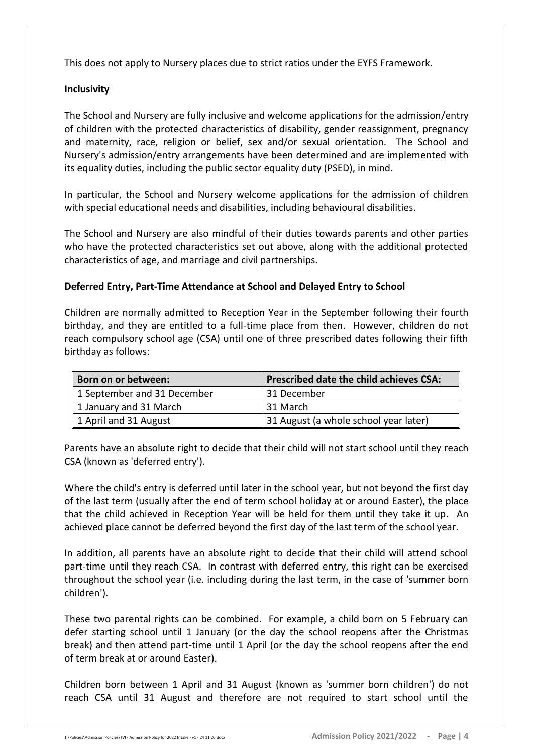This does not apply to Nursery places due to strict ratios under the EYFS Framework.

**Inclusivity**

The School and Nursery are fully inclusive and welcome applications for the admission/entry of children with the protected characteristics of disability, gender reassignment, pregnancy and maternity, race, religion or belief, sex and/or sexual orientation. The School and Nursery's admission/entry arrangements have been determined and are implemented with its equality duties, including the public sector equality duty (PSED), in mind.

In particular, the School and Nursery welcome applications for the admission of children with special educational needs and disabilities, including behavioural disabilities.

The School and Nursery are also mindful of their duties towards parents and other parties who have the protected characteristics set out above, along with the additional protected characteristics of age, and marriage and civil partnerships.

**Deferred Entry, Part-Time Attendance at School and Delayed Entry to School**

Children are normally admitted to Reception Year in the September following their fourth birthday, and they are entitled to a full-time place from then. However, children do not reach compulsory school age (CSA) until one of three prescribed dates following their fifth birthday as follows:

| Born on or between: | Prescribed date the child achieves CSA: |
| --- | --- |
| 1 September and 31 December | 31 December |
| 1 January and 31 March | 31 March |
| 1 April and 31 August | 31 August (a whole school year later) |

Parents have an absolute right to decide that their child will not start school until they reach CSA (known as 'deferred entry').

Where the child's entry is deferred until later in the school year, but not beyond the first day of the last term (usually after the end of term school holiday at or around Easter), the place that the child achieved in Reception Year will be held for them until they take it up. An achieved place cannot be deferred beyond the first day of the last term of the school year.

In addition, all parents have an absolute right to decide that their child will attend school part-time until they reach CSA. In contrast with deferred entry, this right can be exercised throughout the school year (i.e. including during the last term, in the case of 'summer born children').

These two parental rights can be combined. For example, a child born on 5 February can defer starting school until 1 January (or the day the school reopens after the Christmas break) and then attend part-time until 1 April (or the day the school reopens after the end of term break at or around Easter).

Children born between 1 April and 31 August (known as 'summer born children') do not reach CSA until 31 August and therefore are not required to start school until the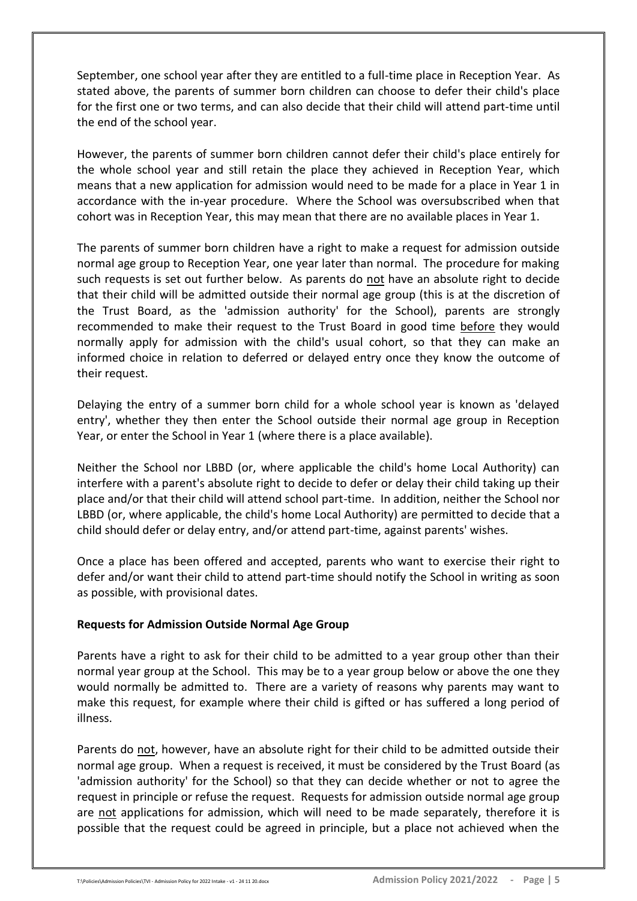September, one school year after they are entitled to a full-time place in Reception Year. As stated above, the parents of summer born children can choose to defer their child's place for the first one or two terms, and can also decide that their child will attend part-time until the end of the school year.

However, the parents of summer born children cannot defer their child's place entirely for the whole school year and still retain the place they achieved in Reception Year, which means that a new application for admission would need to be made for a place in Year 1 in accordance with the in-year procedure. Where the School was oversubscribed when that cohort was in Reception Year, this may mean that there are no available places in Year 1.

The parents of summer born children have a right to make a request for admission outside normal age group to Reception Year, one year later than normal. The procedure for making such requests is set out further below. As parents do not have an absolute right to decide that their child will be admitted outside their normal age group (this is at the discretion of the Trust Board, as the 'admission authority' for the School), parents are strongly recommended to make their request to the Trust Board in good time before they would normally apply for admission with the child's usual cohort, so that they can make an informed choice in relation to deferred or delayed entry once they know the outcome of their request.

Delaying the entry of a summer born child for a whole school year is known as 'delayed entry', whether they then enter the School outside their normal age group in Reception Year, or enter the School in Year 1 (where there is a place available).

Neither the School nor LBBD (or, where applicable the child's home Local Authority) can interfere with a parent's absolute right to decide to defer or delay their child taking up their place and/or that their child will attend school part-time. In addition, neither the School nor LBBD (or, where applicable, the child's home Local Authority) are permitted to decide that a child should defer or delay entry, and/or attend part-time, against parents' wishes.

Once a place has been offered and accepted, parents who want to exercise their right to defer and/or want their child to attend part-time should notify the School in writing as soon as possible, with provisional dates.

**Requests for Admission Outside Normal Age Group**

Parents have a right to ask for their child to be admitted to a year group other than their normal year group at the School. This may be to a year group below or above the one they would normally be admitted to. There are a variety of reasons why parents may want to make this request, for example where their child is gifted or has suffered a long period of illness.

Parents do not, however, have an absolute right for their child to be admitted outside their normal age group. When a request is received, it must be considered by the Trust Board (as 'admission authority' for the School) so that they can decide whether or not to agree the request in principle or refuse the request. Requests for admission outside normal age group are not applications for admission, which will need to be made separately, therefore it is possible that the request could be agreed in principle, but a place not achieved when the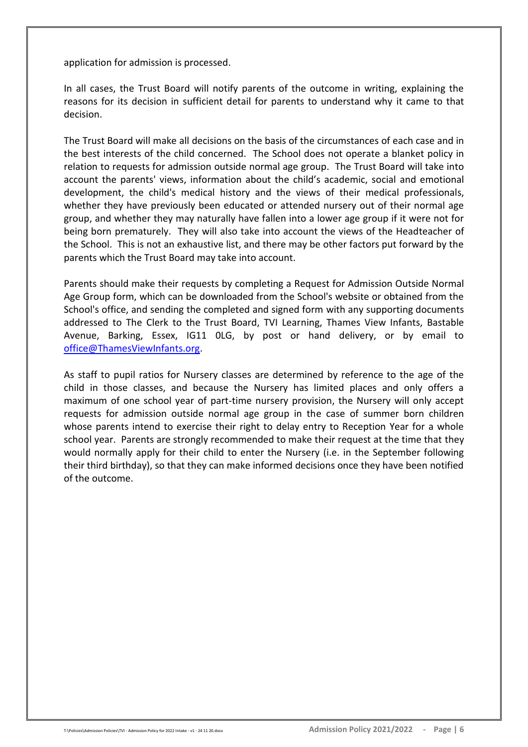application for admission is processed.

In all cases, the Trust Board will notify parents of the outcome in writing, explaining the reasons for its decision in sufficient detail for parents to understand why it came to that decision.

The Trust Board will make all decisions on the basis of the circumstances of each case and in the best interests of the child concerned. The School does not operate a blanket policy in relation to requests for admission outside normal age group. The Trust Board will take into account the parents' views, information about the child's academic, social and emotional development, the child's medical history and the views of their medical professionals, whether they have previously been educated or attended nursery out of their normal age group, and whether they may naturally have fallen into a lower age group if it were not for being born prematurely. They will also take into account the views of the Headteacher of the School. This is not an exhaustive list, and there may be other factors put forward by the parents which the Trust Board may take into account.

Parents should make their requests by completing a Request for Admission Outside Normal Age Group form, which can be downloaded from the School's website or obtained from the School's office, and sending the completed and signed form with any supporting documents addressed to The Clerk to the Trust Board, TVI Learning, Thames View Infants, Bastable Avenue, Barking, Essex, IG11 0LG, by post or hand delivery, or by email to office@ThamesViewInfants.org.

As staff to pupil ratios for Nursery classes are determined by reference to the age of the child in those classes, and because the Nursery has limited places and only offers a maximum of one school year of part-time nursery provision, the Nursery will only accept requests for admission outside normal age group in the case of summer born children whose parents intend to exercise their right to delay entry to Reception Year for a whole school year. Parents are strongly recommended to make their request at the time that they would normally apply for their child to enter the Nursery (i.e. in the September following their third birthday), so that they can make informed decisions once they have been notified of the outcome.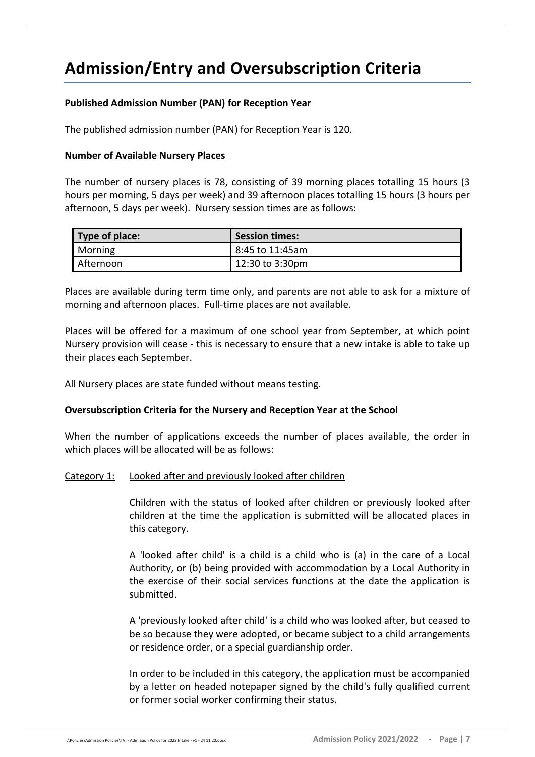# Admission/Entry and Oversubscription Criteria

**Published Admission Number (PAN) for Reception Year**

The published admission number (PAN) for Reception Year is 120.

**Number of Available Nursery Places**

The number of nursery places is 78, consisting of 39 morning places totalling 15 hours (3 hours per morning, 5 days per week) and 39 afternoon places totalling 15 hours (3 hours per afternoon, 5 days per week). Nursery session times are as follows:

| Type of place: | Session times: |
|---|---|
| Morning | 8:45 to 11:45am |
| Afternoon | 12:30 to 3:30pm |

Places are available during term time only, and parents are not able to ask for a mixture of morning and afternoon places. Full-time places are not available.

Places will be offered for a maximum of one school year from September, at which point Nursery provision will cease - this is necessary to ensure that a new intake is able to take up their places each September.

All Nursery places are state funded without means testing.

**Oversubscription Criteria for the Nursery and Reception Year at the School**

When the number of applications exceeds the number of places available, the order in which places will be allocated will be as follows:

Category 1: Looked after and previously looked after children

Children with the status of looked after children or previously looked after children at the time the application is submitted will be allocated places in this category.

A 'looked after child' is a child is a child who is (a) in the care of a Local Authority, or (b) being provided with accommodation by a Local Authority in the exercise of their social services functions at the date the application is submitted.

A 'previously looked after child' is a child who was looked after, but ceased to be so because they were adopted, or became subject to a child arrangements or residence order, or a special guardianship order.

In order to be included in this category, the application must be accompanied by a letter on headed notepaper signed by the child's fully qualified current or former social worker confirming their status.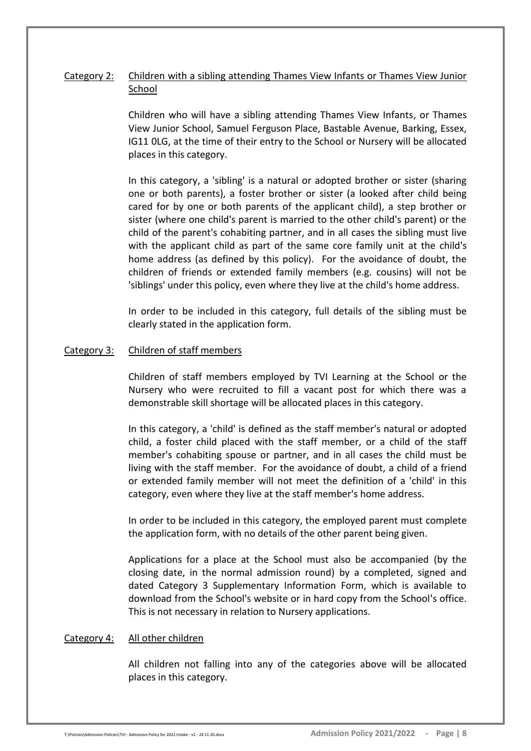Category 2: Children with a sibling attending Thames View Infants or Thames View Junior School

Children who will have a sibling attending Thames View Infants, or Thames View Junior School, Samuel Ferguson Place, Bastable Avenue, Barking, Essex, IG11 0LG, at the time of their entry to the School or Nursery will be allocated places in this category.

In this category, a 'sibling' is a natural or adopted brother or sister (sharing one or both parents), a foster brother or sister (a looked after child being cared for by one or both parents of the applicant child), a step brother or sister (where one child's parent is married to the other child's parent) or the child of the parent's cohabiting partner, and in all cases the sibling must live with the applicant child as part of the same core family unit at the child's home address (as defined by this policy). For the avoidance of doubt, the children of friends or extended family members (e.g. cousins) will not be 'siblings' under this policy, even where they live at the child's home address.

In order to be included in this category, full details of the sibling must be clearly stated in the application form.

Category 3: Children of staff members

Children of staff members employed by TVI Learning at the School or the Nursery who were recruited to fill a vacant post for which there was a demonstrable skill shortage will be allocated places in this category.

In this category, a 'child' is defined as the staff member's natural or adopted child, a foster child placed with the staff member, or a child of the staff member's cohabiting spouse or partner, and in all cases the child must be living with the staff member. For the avoidance of doubt, a child of a friend or extended family member will not meet the definition of a 'child' in this category, even where they live at the staff member's home address.

In order to be included in this category, the employed parent must complete the application form, with no details of the other parent being given.

Applications for a place at the School must also be accompanied (by the closing date, in the normal admission round) by a completed, signed and dated Category 3 Supplementary Information Form, which is available to download from the School's website or in hard copy from the School's office. This is not necessary in relation to Nursery applications.

Category 4: All other children

All children not falling into any of the categories above will be allocated places in this category.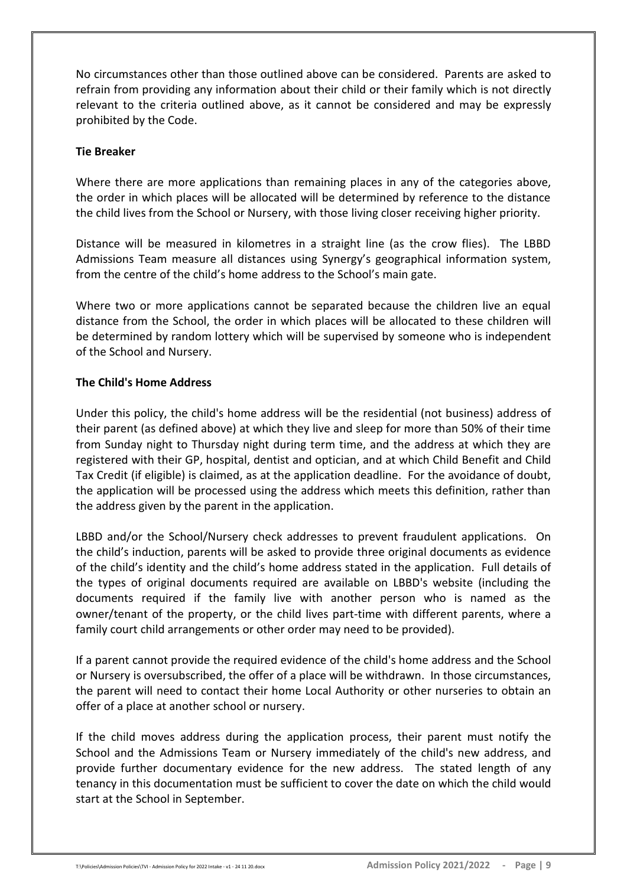No circumstances other than those outlined above can be considered. Parents are asked to refrain from providing any information about their child or their family which is not directly relevant to the criteria outlined above, as it cannot be considered and may be expressly prohibited by the Code.

**Tie Breaker**

Where there are more applications than remaining places in any of the categories above, the order in which places will be allocated will be determined by reference to the distance the child lives from the School or Nursery, with those living closer receiving higher priority.

Distance will be measured in kilometres in a straight line (as the crow flies). The LBBD Admissions Team measure all distances using Synergy's geographical information system, from the centre of the child's home address to the School's main gate.

Where two or more applications cannot be separated because the children live an equal distance from the School, the order in which places will be allocated to these children will be determined by random lottery which will be supervised by someone who is independent of the School and Nursery.

**The Child's Home Address**

Under this policy, the child's home address will be the residential (not business) address of their parent (as defined above) at which they live and sleep for more than 50% of their time from Sunday night to Thursday night during term time, and the address at which they are registered with their GP, hospital, dentist and optician, and at which Child Benefit and Child Tax Credit (if eligible) is claimed, as at the application deadline. For the avoidance of doubt, the application will be processed using the address which meets this definition, rather than the address given by the parent in the application.

LBBD and/or the School/Nursery check addresses to prevent fraudulent applications. On the child's induction, parents will be asked to provide three original documents as evidence of the child's identity and the child's home address stated in the application. Full details of the types of original documents required are available on LBBD's website (including the documents required if the family live with another person who is named as the owner/tenant of the property, or the child lives part-time with different parents, where a family court child arrangements or other order may need to be provided).

If a parent cannot provide the required evidence of the child's home address and the School or Nursery is oversubscribed, the offer of a place will be withdrawn. In those circumstances, the parent will need to contact their home Local Authority or other nurseries to obtain an offer of a place at another school or nursery.

If the child moves address during the application process, their parent must notify the School and the Admissions Team or Nursery immediately of the child's new address, and provide further documentary evidence for the new address. The stated length of any tenancy in this documentation must be sufficient to cover the date on which the child would start at the School in September.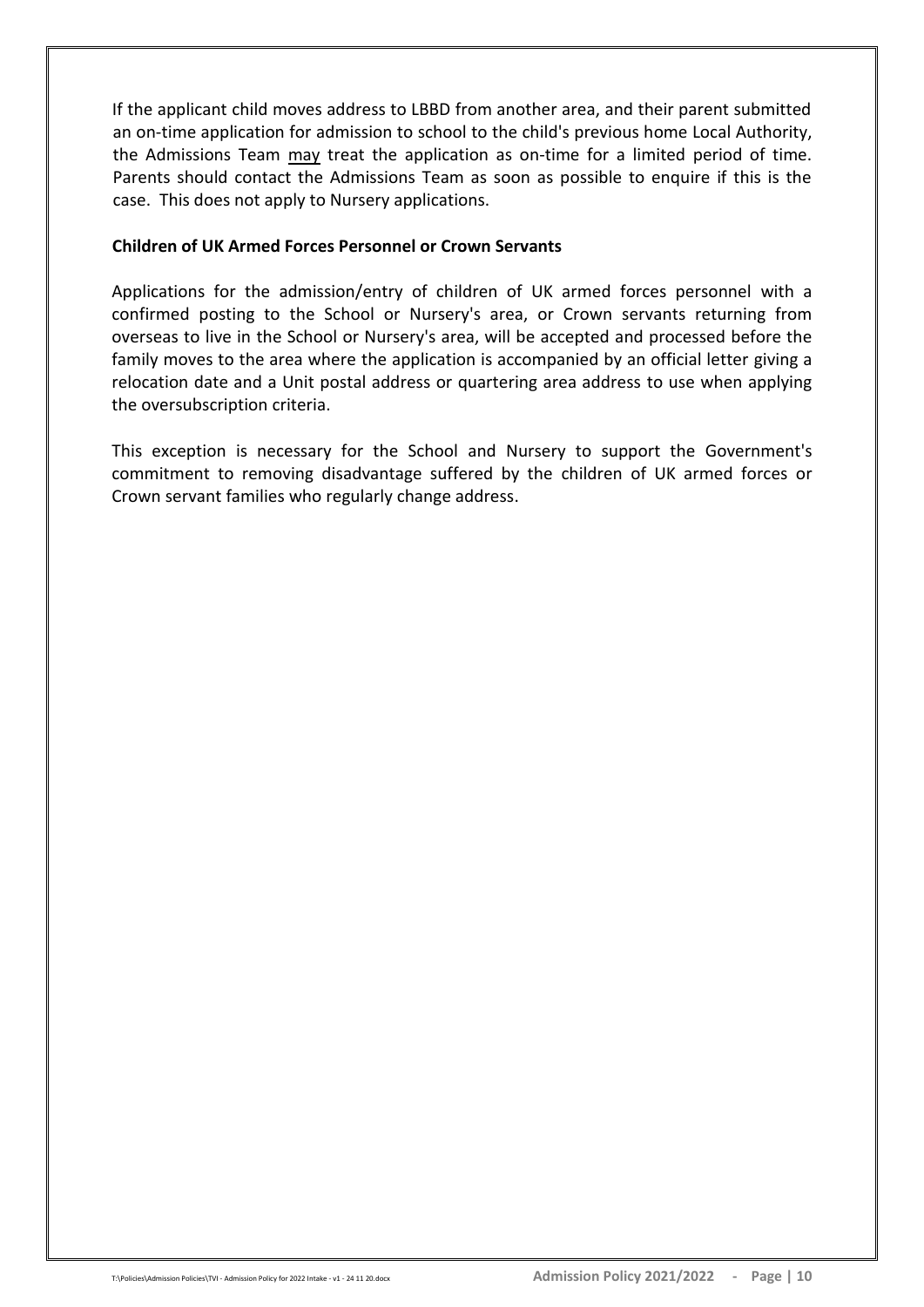If the applicant child moves address to LBBD from another area, and their parent submitted an on-time application for admission to school to the child's previous home Local Authority, the Admissions Team may treat the application as on-time for a limited period of time. Parents should contact the Admissions Team as soon as possible to enquire if this is the case. This does not apply to Nursery applications.

**Children of UK Armed Forces Personnel or Crown Servants**

Applications for the admission/entry of children of UK armed forces personnel with a confirmed posting to the School or Nursery's area, or Crown servants returning from overseas to live in the School or Nursery's area, will be accepted and processed before the family moves to the area where the application is accompanied by an official letter giving a relocation date and a Unit postal address or quartering area address to use when applying the oversubscription criteria.

This exception is necessary for the School and Nursery to support the Government's commitment to removing disadvantage suffered by the children of UK armed forces or Crown servant families who regularly change address.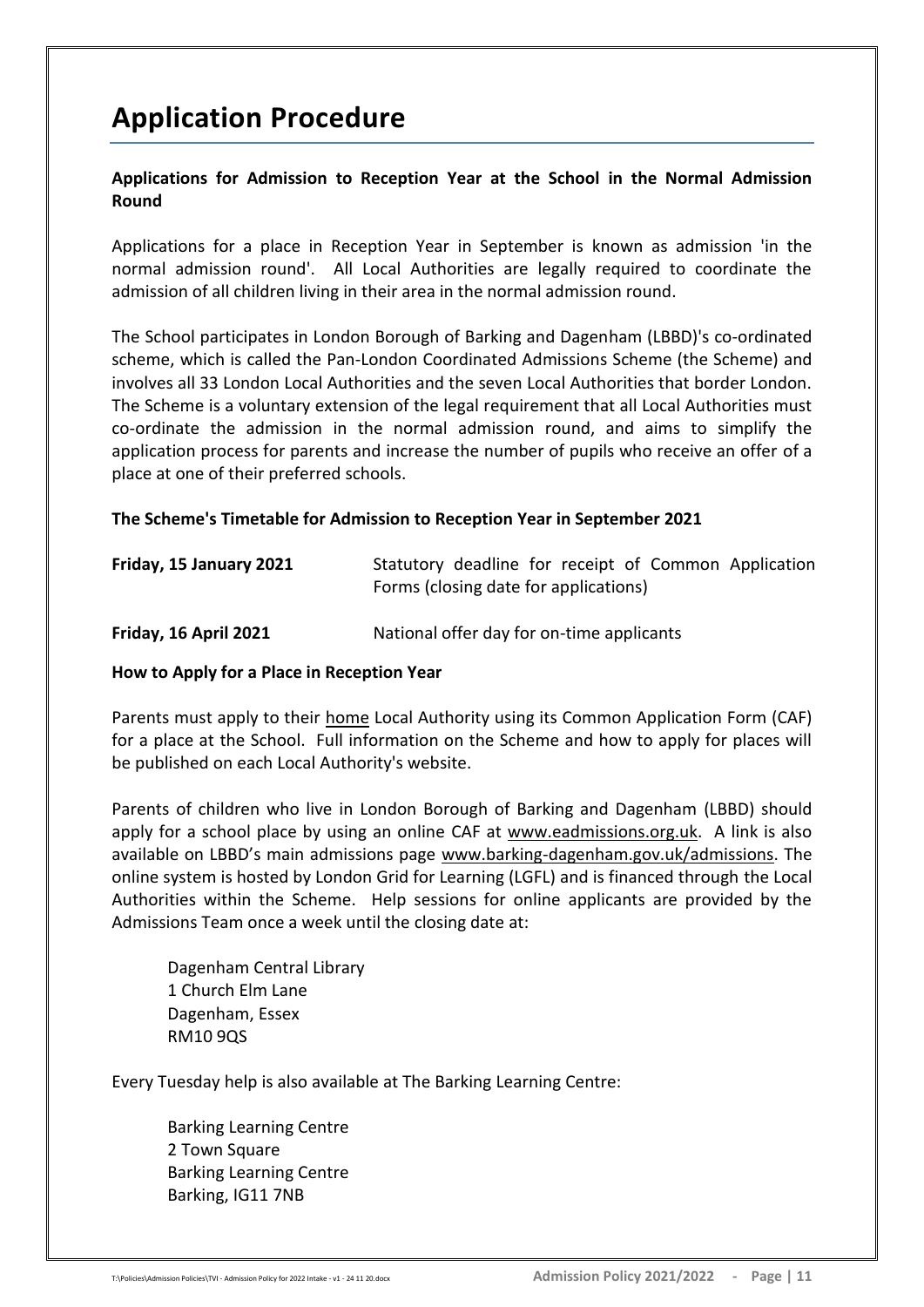# Application Procedure

**Applications for Admission to Reception Year at the School in the Normal Admission Round**

Applications for a place in Reception Year in September is known as admission 'in the normal admission round'. All Local Authorities are legally required to coordinate the admission of all children living in their area in the normal admission round.

The School participates in London Borough of Barking and Dagenham (LBBD)'s co-ordinated scheme, which is called the Pan-London Coordinated Admissions Scheme (the Scheme) and involves all 33 London Local Authorities and the seven Local Authorities that border London. The Scheme is a voluntary extension of the legal requirement that all Local Authorities must co-ordinate the admission in the normal admission round, and aims to simplify the application process for parents and increase the number of pupils who receive an offer of a place at one of their preferred schools.

**The Scheme's Timetable for Admission to Reception Year in September 2021**

| | |
|---|---|
| **Friday, 15 January 2021** | Statutory deadline for receipt of Common Application Forms (closing date for applications) |
| **Friday, 16 April 2021** | National offer day for on-time applicants |

**How to Apply for a Place in Reception Year**

Parents must apply to their <u>home</u> Local Authority using its Common Application Form (CAF) for a place at the School. Full information on the Scheme and how to apply for places will be published on each Local Authority's website.

Parents of children who live in London Borough of Barking and Dagenham (LBBD) should apply for a school place by using an online CAF at www.eadmissions.org.uk. A link is also available on LBBD's main admissions page www.barking-dagenham.gov.uk/admissions. The online system is hosted by London Grid for Learning (LGFL) and is financed through the Local Authorities within the Scheme. Help sessions for online applicants are provided by the Admissions Team once a week until the closing date at:

Dagenham Central Library
1 Church Elm Lane
Dagenham, Essex
RM10 9QS

Every Tuesday help is also available at The Barking Learning Centre:

Barking Learning Centre
2 Town Square
Barking Learning Centre
Barking, IG11 7NB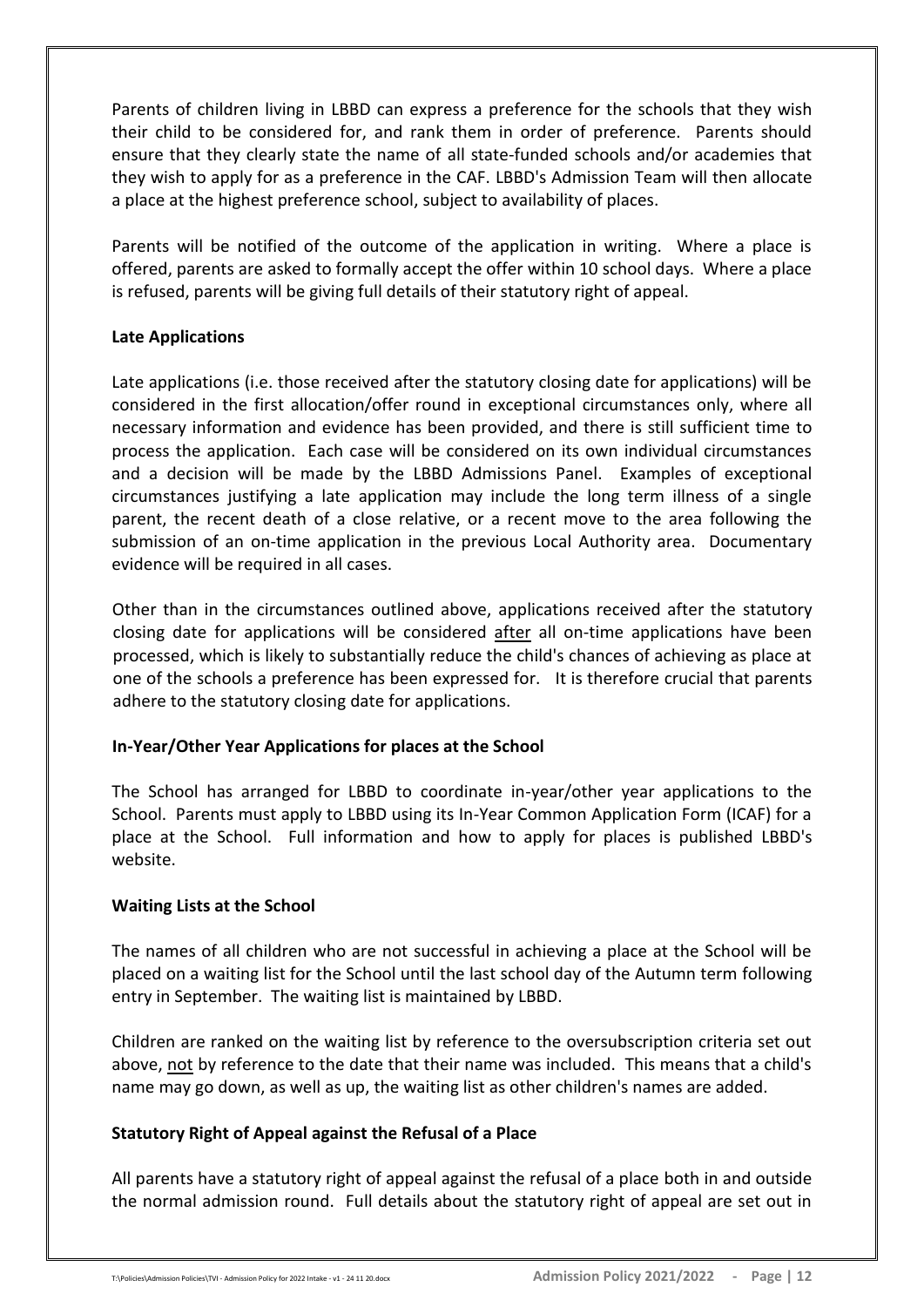Parents of children living in LBBD can express a preference for the schools that they wish their child to be considered for, and rank them in order of preference. Parents should ensure that they clearly state the name of all state-funded schools and/or academies that they wish to apply for as a preference in the CAF. LBBD's Admission Team will then allocate a place at the highest preference school, subject to availability of places.

Parents will be notified of the outcome of the application in writing. Where a place is offered, parents are asked to formally accept the offer within 10 school days. Where a place is refused, parents will be giving full details of their statutory right of appeal.

**Late Applications**

Late applications (i.e. those received after the statutory closing date for applications) will be considered in the first allocation/offer round in exceptional circumstances only, where all necessary information and evidence has been provided, and there is still sufficient time to process the application. Each case will be considered on its own individual circumstances and a decision will be made by the LBBD Admissions Panel. Examples of exceptional circumstances justifying a late application may include the long term illness of a single parent, the recent death of a close relative, or a recent move to the area following the submission of an on-time application in the previous Local Authority area. Documentary evidence will be required in all cases.

Other than in the circumstances outlined above, applications received after the statutory closing date for applications will be considered <u>after</u> all on-time applications have been processed, which is likely to substantially reduce the child's chances of achieving as place at one of the schools a preference has been expressed for. It is therefore crucial that parents adhere to the statutory closing date for applications.

**In-Year/Other Year Applications for places at the School**

The School has arranged for LBBD to coordinate in-year/other year applications to the School. Parents must apply to LBBD using its In-Year Common Application Form (ICAF) for a place at the School. Full information and how to apply for places is published LBBD's website.

**Waiting Lists at the School**

The names of all children who are not successful in achieving a place at the School will be placed on a waiting list for the School until the last school day of the Autumn term following entry in September. The waiting list is maintained by LBBD.

Children are ranked on the waiting list by reference to the oversubscription criteria set out above, <u>not</u> by reference to the date that their name was included. This means that a child's name may go down, as well as up, the waiting list as other children's names are added.

**Statutory Right of Appeal against the Refusal of a Place**

All parents have a statutory right of appeal against the refusal of a place both in and outside the normal admission round. Full details about the statutory right of appeal are set out in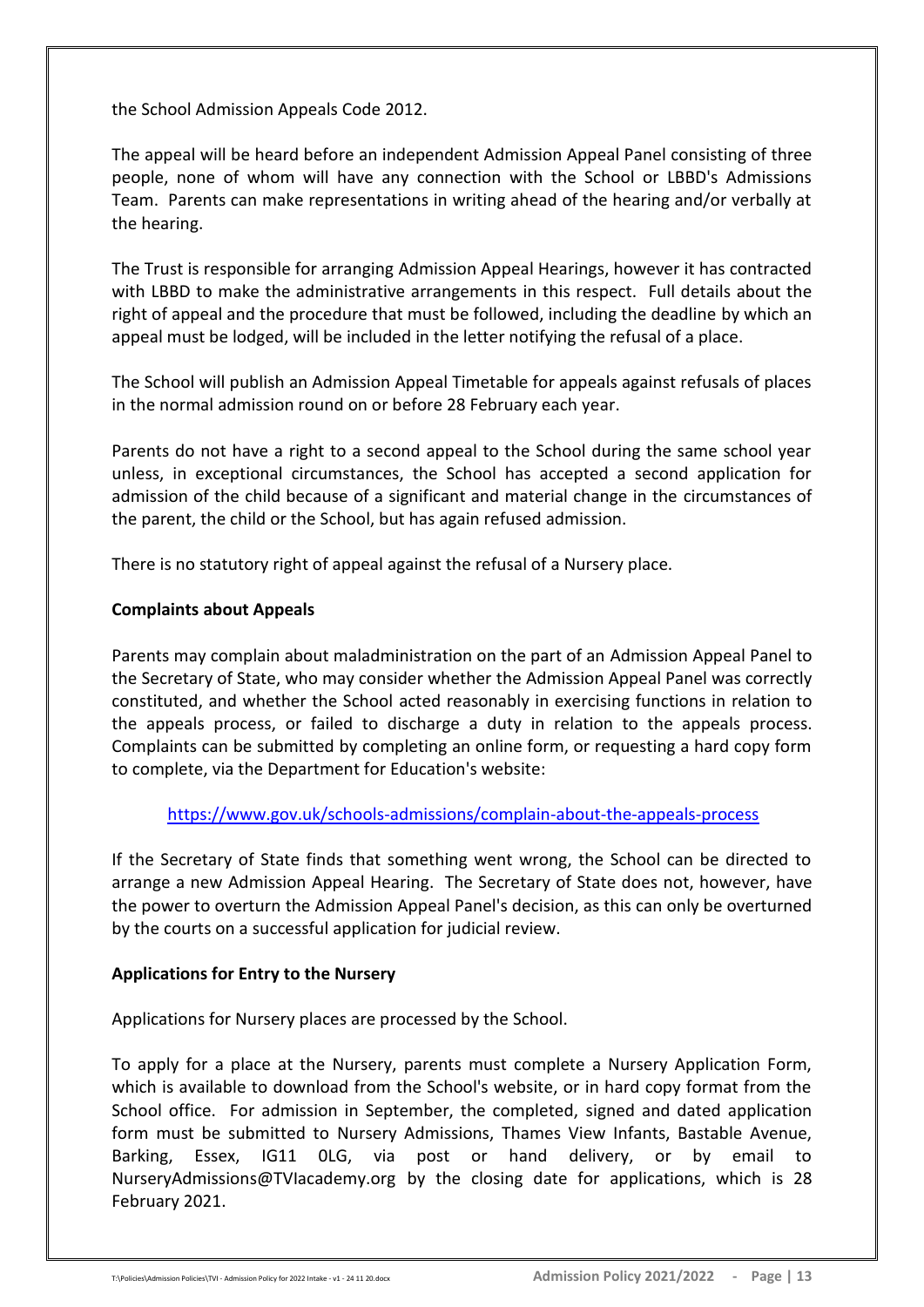the School Admission Appeals Code 2012.

The appeal will be heard before an independent Admission Appeal Panel consisting of three people, none of whom will have any connection with the School or LBBD's Admissions Team. Parents can make representations in writing ahead of the hearing and/or verbally at the hearing.

The Trust is responsible for arranging Admission Appeal Hearings, however it has contracted with LBBD to make the administrative arrangements in this respect. Full details about the right of appeal and the procedure that must be followed, including the deadline by which an appeal must be lodged, will be included in the letter notifying the refusal of a place.

The School will publish an Admission Appeal Timetable for appeals against refusals of places in the normal admission round on or before 28 February each year.

Parents do not have a right to a second appeal to the School during the same school year unless, in exceptional circumstances, the School has accepted a second application for admission of the child because of a significant and material change in the circumstances of the parent, the child or the School, but has again refused admission.

There is no statutory right of appeal against the refusal of a Nursery place.

**Complaints about Appeals**

Parents may complain about maladministration on the part of an Admission Appeal Panel to the Secretary of State, who may consider whether the Admission Appeal Panel was correctly constituted, and whether the School acted reasonably in exercising functions in relation to the appeals process, or failed to discharge a duty in relation to the appeals process. Complaints can be submitted by completing an online form, or requesting a hard copy form to complete, via the Department for Education's website:

https://www.gov.uk/schools-admissions/complain-about-the-appeals-process

If the Secretary of State finds that something went wrong, the School can be directed to arrange a new Admission Appeal Hearing. The Secretary of State does not, however, have the power to overturn the Admission Appeal Panel's decision, as this can only be overturned by the courts on a successful application for judicial review.

**Applications for Entry to the Nursery**

Applications for Nursery places are processed by the School.

To apply for a place at the Nursery, parents must complete a Nursery Application Form, which is available to download from the School's website, or in hard copy format from the School office. For admission in September, the completed, signed and dated application form must be submitted to Nursery Admissions, Thames View Infants, Bastable Avenue, Barking, Essex, IG11 0LG, via post or hand delivery, or by email to NurseryAdmissions@TVIacademy.org by the closing date for applications, which is 28 February 2021.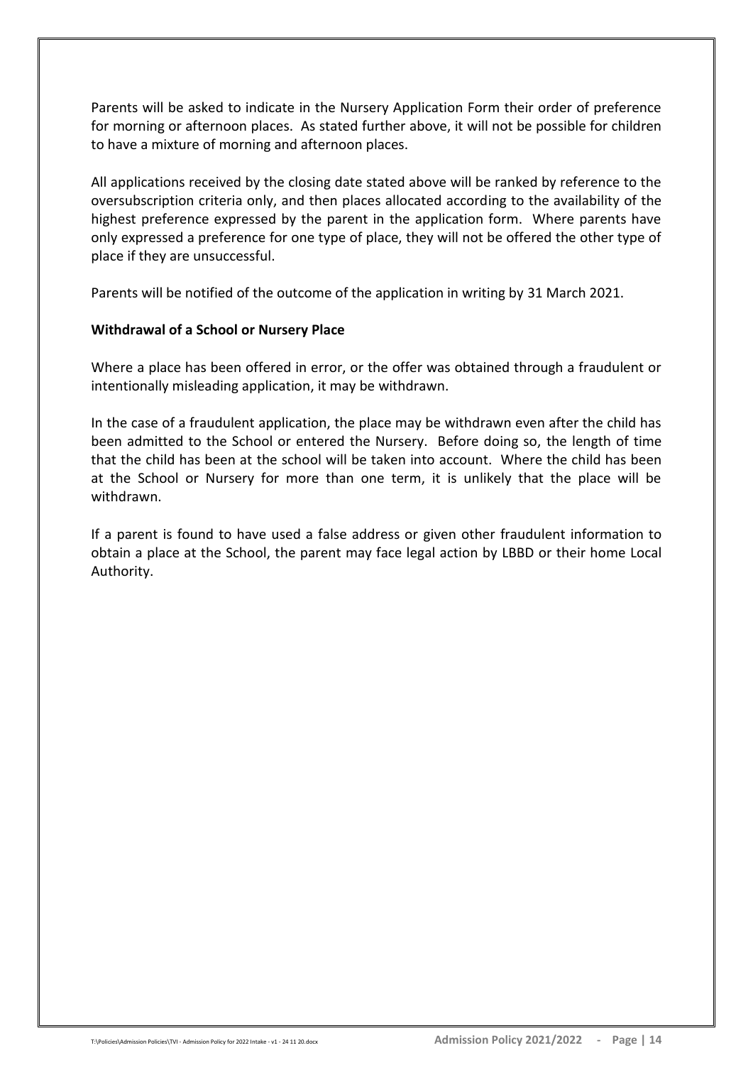Parents will be asked to indicate in the Nursery Application Form their order of preference for morning or afternoon places. As stated further above, it will not be possible for children to have a mixture of morning and afternoon places.

All applications received by the closing date stated above will be ranked by reference to the oversubscription criteria only, and then places allocated according to the availability of the highest preference expressed by the parent in the application form. Where parents have only expressed a preference for one type of place, they will not be offered the other type of place if they are unsuccessful.

Parents will be notified of the outcome of the application in writing by 31 March 2021.

**Withdrawal of a School or Nursery Place**

Where a place has been offered in error, or the offer was obtained through a fraudulent or intentionally misleading application, it may be withdrawn.

In the case of a fraudulent application, the place may be withdrawn even after the child has been admitted to the School or entered the Nursery. Before doing so, the length of time that the child has been at the school will be taken into account. Where the child has been at the School or Nursery for more than one term, it is unlikely that the place will be withdrawn.

If a parent is found to have used a false address or given other fraudulent information to obtain a place at the School, the parent may face legal action by LBBD or their home Local Authority.